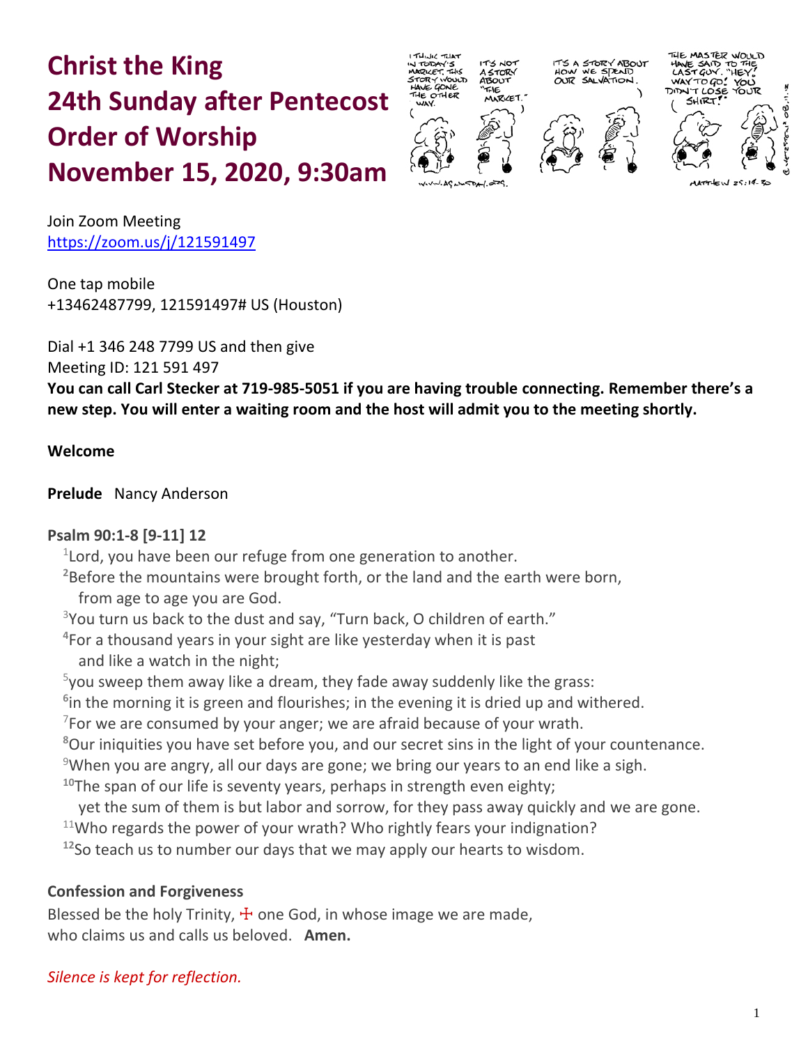# Christ the King
# 24th Sunday after Pentecost
# Order of Worship
# November 15, 2020, 9:30am

Join Zoom Meeting
https://zoom.us/j/121591497

One tap mobile
+13462487799, 121591497# US (Houston)

Dial +1 346 248 7799 US and then give
Meeting ID: 121 591 497
**You can call Carl Stecker at 719-985-5051 if you are having trouble connecting. Remember there's a new step. You will enter a waiting room and the host will admit you to the meeting shortly.**

**Welcome**

**Prelude** Nancy Anderson

**Psalm 90:1-8 [9-11] 12**

[1]Lord, you have been our refuge from one generation to another.
[2]Before the mountains were brought forth, or the land and the earth were born,
from age to age you are God.
[3]You turn us back to the dust and say, "Turn back, O children of earth."
[4]For a thousand years in your sight are like yesterday when it is past
and like a watch in the night;
[5]you sweep them away like a dream, they fade away suddenly like the grass:
[6]in the morning it is green and flourishes; in the evening it is dried up and withered.
[7]For we are consumed by your anger; we are afraid because of your wrath.
[8]Our iniquities you have set before you, and our secret sins in the light of your countenance.
[9]When you are angry, all our days are gone; we bring our years to an end like a sigh.
[10]The span of our life is seventy years, perhaps in strength even eighty;
yet the sum of them is but labor and sorrow, for they pass away quickly and we are gone.
[11]Who regards the power of your wrath? Who rightly fears your indignation?
[12]So teach us to number our days that we may apply our hearts to wisdom.

**Confession and Forgiveness**

Blessed be the holy Trinity, ☩ one God, in whose image we are made,
who claims us and calls us beloved. **Amen.**

*Silence is kept for reflection.*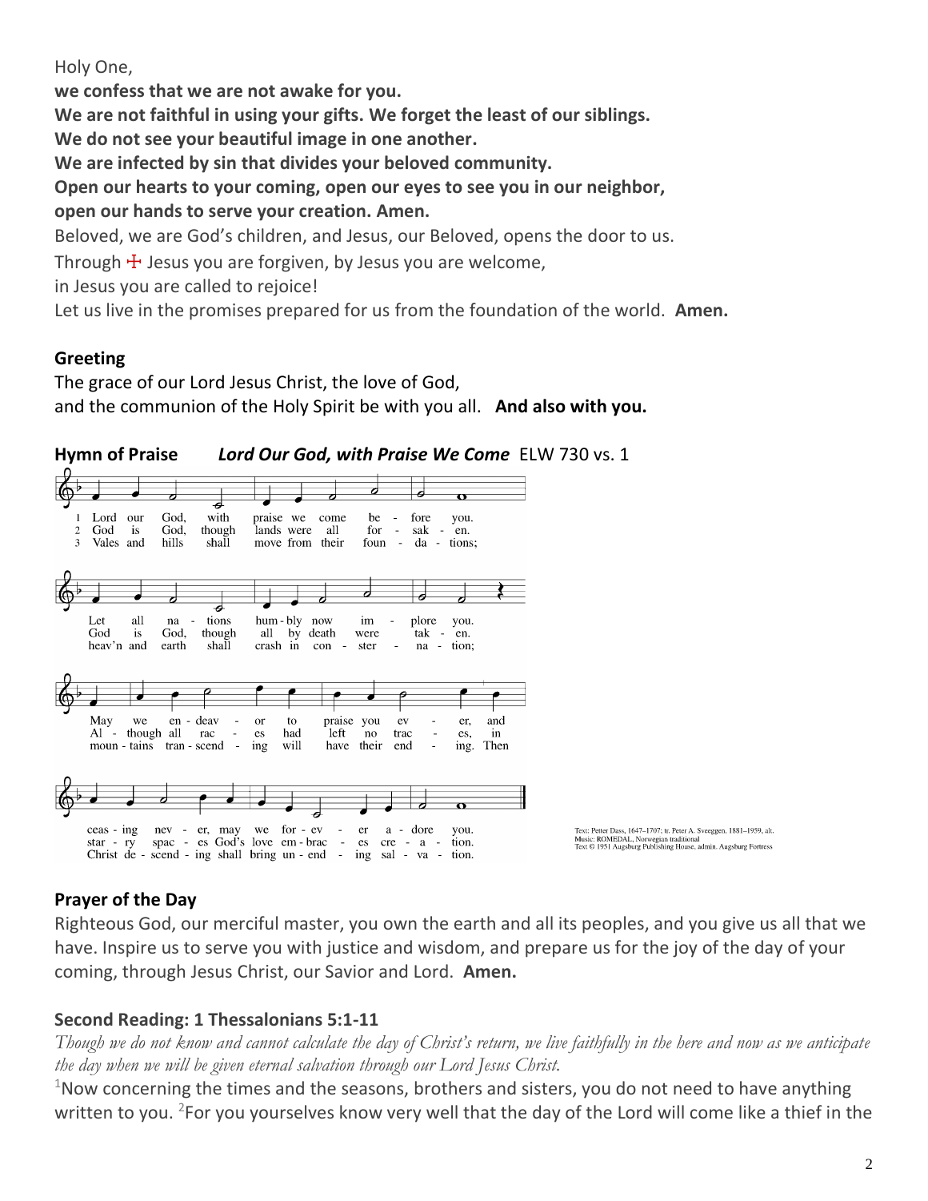Holy One,

**we confess that we are not awake for you.**

**We are not faithful in using your gifts. We forget the least of our siblings.**

**We do not see your beautiful image in one another.**

**We are infected by sin that divides your beloved community.**

**Open our hearts to your coming, open our eyes to see you in our neighbor,**

**open our hands to serve your creation. Amen.**

Beloved, we are God's children, and Jesus, our Beloved, opens the door to us.

Through ☩ Jesus you are forgiven, by Jesus you are welcome,

in Jesus you are called to rejoice!

Let us live in the promises prepared for us from the foundation of the world. **Amen.**

**Greeting**

The grace of our Lord Jesus Christ, the love of God,

and the communion of the Holy Spirit be with you all. **And also with you.**

**Hymn of Praise** ***Lord Our God, with Praise We Come*** ELW 730 vs. 1

1 Lord our God, with praise we come before you. Let all nations humbly now implore you. May we endeavor to praise you ever, and ceasing never, may we forever adore you.

2 God is God, though lands were all forsaken. God is God, though all by death were taken. Although all races had left no traces, in star-ry spaces God's love embraces creation.

3 Vales and hills shall move from their foundations; heav'n and earth shall crash in consternation; mountains transcending will have their ending. Then Christ descending shall bring unending salvation.

Text: Petter Dass, 1647–1707; tr. Peter A. Sveeggen, 1881–1959, alt.
Music: ROMEDAL, Norwegian traditional
Text © 1951 Augsburg Publishing House, admin. Augsburg Fortress

**Prayer of the Day**

Righteous God, our merciful master, you own the earth and all its peoples, and you give us all that we have. Inspire us to serve you with justice and wisdom, and prepare us for the joy of the day of your coming, through Jesus Christ, our Savior and Lord. **Amen.**

**Second Reading: 1 Thessalonians 5:1-11**

*Though we do not know and cannot calculate the day of Christ's return, we live faithfully in the here and now as we anticipate the day when we will be given eternal salvation through our Lord Jesus Christ.*

[1]Now concerning the times and the seasons, brothers and sisters, you do not need to have anything written to you. [2]For you yourselves know very well that the day of the Lord will come like a thief in the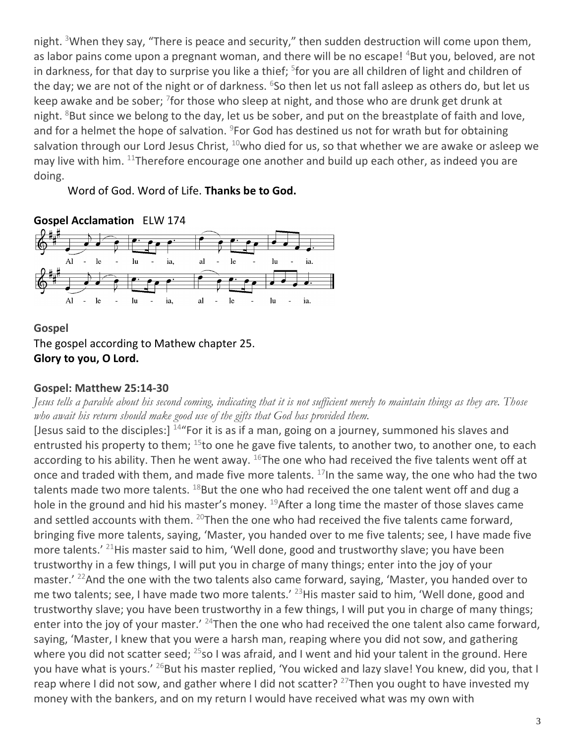night. [3]When they say, "There is peace and security," then sudden destruction will come upon them, as labor pains come upon a pregnant woman, and there will be no escape! [4]But you, beloved, are not in darkness, for that day to surprise you like a thief; [5]for you are all children of light and children of the day; we are not of the night or of darkness. [6]So then let us not fall asleep as others do, but let us keep awake and be sober; [7]for those who sleep at night, and those who are drunk get drunk at night. [8]But since we belong to the day, let us be sober, and put on the breastplate of faith and love, and for a helmet the hope of salvation. [9]For God has destined us not for wrath but for obtaining salvation through our Lord Jesus Christ, [10]who died for us, so that whether we are awake or asleep we may live with him. [11]Therefore encourage one another and build up each other, as indeed you are doing.

Word of God. Word of Life. **Thanks be to God.**

**Gospel Acclamation** ELW 174

Al - le - lu - ia, al - le - lu - ia.
Al - le - lu - ia, al - le - lu - ia.

**Gospel**

The gospel according to Mathew chapter 25.
**Glory to you, O Lord.**

**Gospel: Matthew 25:14-30**

*Jesus tells a parable about his second coming, indicating that it is not sufficient merely to maintain things as they are. Those who await his return should make good use of the gifts that God has provided them.*

[Jesus said to the disciples:] [14]"For it is as if a man, going on a journey, summoned his slaves and entrusted his property to them; [15]to one he gave five talents, to another two, to another one, to each according to his ability. Then he went away. [16]The one who had received the five talents went off at once and traded with them, and made five more talents. [17]In the same way, the one who had the two talents made two more talents. [18]But the one who had received the one talent went off and dug a hole in the ground and hid his master's money. [19]After a long time the master of those slaves came and settled accounts with them. [20]Then the one who had received the five talents came forward, bringing five more talents, saying, 'Master, you handed over to me five talents; see, I have made five more talents.' [21]His master said to him, 'Well done, good and trustworthy slave; you have been trustworthy in a few things, I will put you in charge of many things; enter into the joy of your master.' [22]And the one with the two talents also came forward, saying, 'Master, you handed over to me two talents; see, I have made two more talents.' [23]His master said to him, 'Well done, good and trustworthy slave; you have been trustworthy in a few things, I will put you in charge of many things; enter into the joy of your master.' [24]Then the one who had received the one talent also came forward, saying, 'Master, I knew that you were a harsh man, reaping where you did not sow, and gathering where you did not scatter seed; [25]so I was afraid, and I went and hid your talent in the ground. Here you have what is yours.' [26]But his master replied, 'You wicked and lazy slave! You knew, did you, that I reap where I did not sow, and gather where I did not scatter? [27]Then you ought to have invested my money with the bankers, and on my return I would have received what was my own with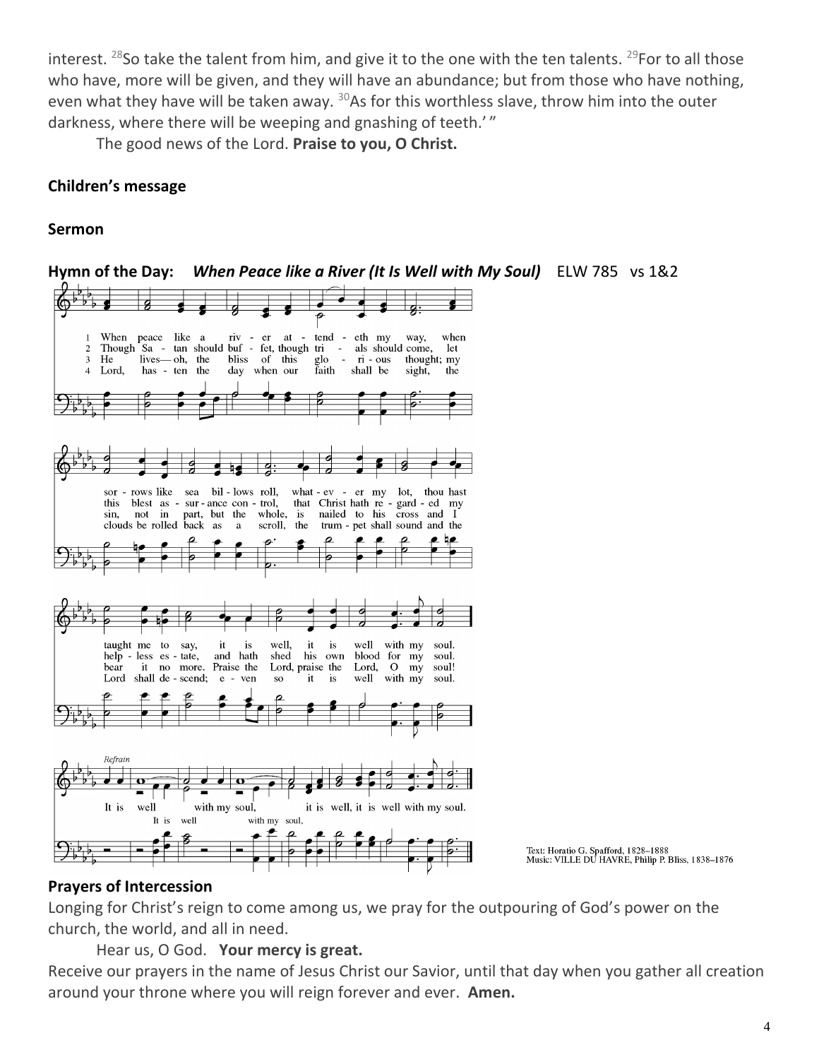interest. [28]So take the talent from him, and give it to the one with the ten talents. [29]For to all those who have, more will be given, and they will have an abundance; but from those who have nothing, even what they have will be taken away. [30]As for this worthless slave, throw him into the outer darkness, where there will be weeping and gnashing of teeth.' "

The good news of the Lord. **Praise to you, O Christ.**

**Children's message**

**Sermon**

**Hymn of the Day:** ***When Peace like a River (It Is Well with My Soul)*** ELW 785 vs 1&2

1 When peace like a river attendeth my way, when sorrows like sea billows roll, whatever my lot, thou hast taught me to say, it is well, it is well with my soul.
2 Though Satan should buffet, though trials should come, let this blest assurance control, that Christ hath regarded my helpless estate, and hath shed his own blood for my soul.
3 He lives—oh, the bliss of this glorious thought; my sin, not in part, but the whole, is nailed to his cross and I bear it no more. Praise the Lord, praise the Lord, O my soul!
4 Lord, hasten the day when our faith shall be sight, the clouds be rolled back as a scroll, the trumpet shall sound and the Lord shall descend; even so it is well with my soul.

Refrain
It is well (It is well) with my soul, (with my soul,) it is well, it is well with my soul.

Text: Horatio G. Spafford, 1828–1888
Music: VILLE DU HAVRE, Philip P. Bliss, 1838–1876

**Prayers of Intercession**

Longing for Christ's reign to come among us, we pray for the outpouring of God's power on the church, the world, and all in need.

Hear us, O God. **Your mercy is great.**

Receive our prayers in the name of Jesus Christ our Savior, until that day when you gather all creation around your throne where you will reign forever and ever. **Amen.**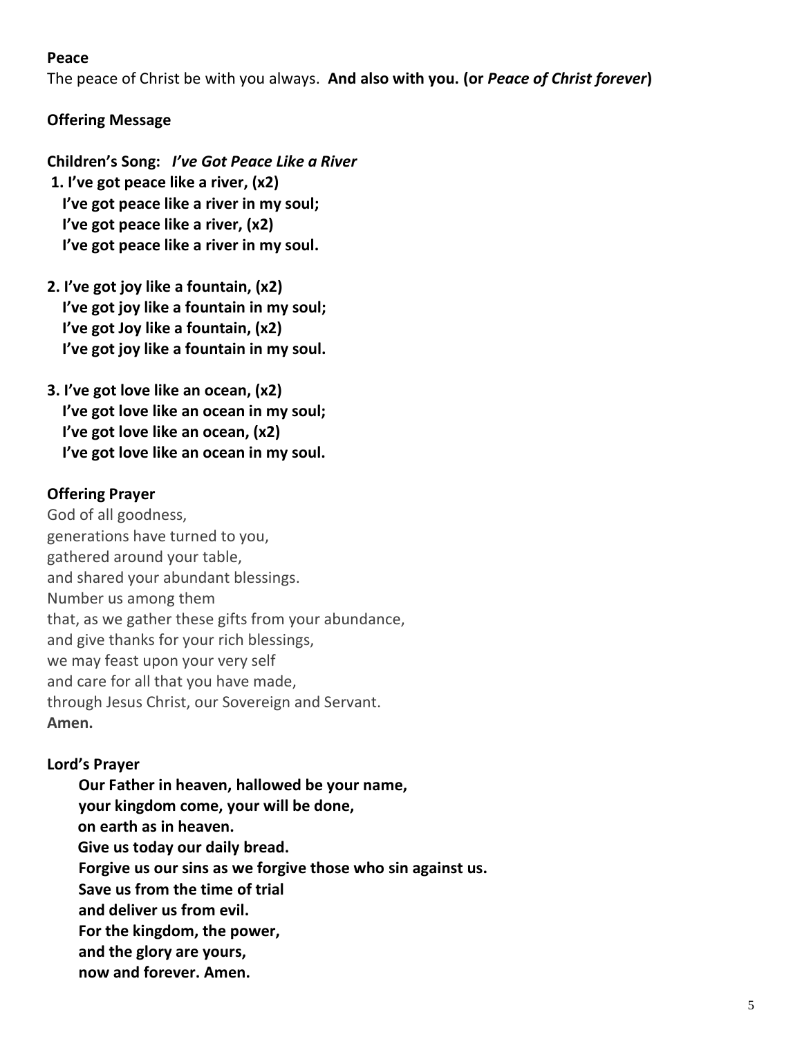**Peace**

The peace of Christ be with you always. **And also with you. (or *Peace of Christ forever*)**

**Offering Message**

**Children's Song:** ***I've Got Peace Like a River***

**1. I've got peace like a river, (x2)**
**I've got peace like a river in my soul;**
**I've got peace like a river, (x2)**
**I've got peace like a river in my soul.**

**2. I've got joy like a fountain, (x2)**
**I've got joy like a fountain in my soul;**
**I've got Joy like a fountain, (x2)**
**I've got joy like a fountain in my soul.**

**3. I've got love like an ocean, (x2)**
**I've got love like an ocean in my soul;**
**I've got love like an ocean, (x2)**
**I've got love like an ocean in my soul.**

**Offering Prayer**

God of all goodness,
generations have turned to you,
gathered around your table,
and shared your abundant blessings.
Number us among them
that, as we gather these gifts from your abundance,
and give thanks for your rich blessings,
we may feast upon your very self
and care for all that you have made,
through Jesus Christ, our Sovereign and Servant.
**Amen.**

**Lord's Prayer**

**Our Father in heaven, hallowed be your name,**
**your kingdom come, your will be done,**
**on earth as in heaven.**
**Give us today our daily bread.**
**Forgive us our sins as we forgive those who sin against us.**
**Save us from the time of trial**
**and deliver us from evil.**
**For the kingdom, the power,**
**and the glory are yours,**
**now and forever. Amen.**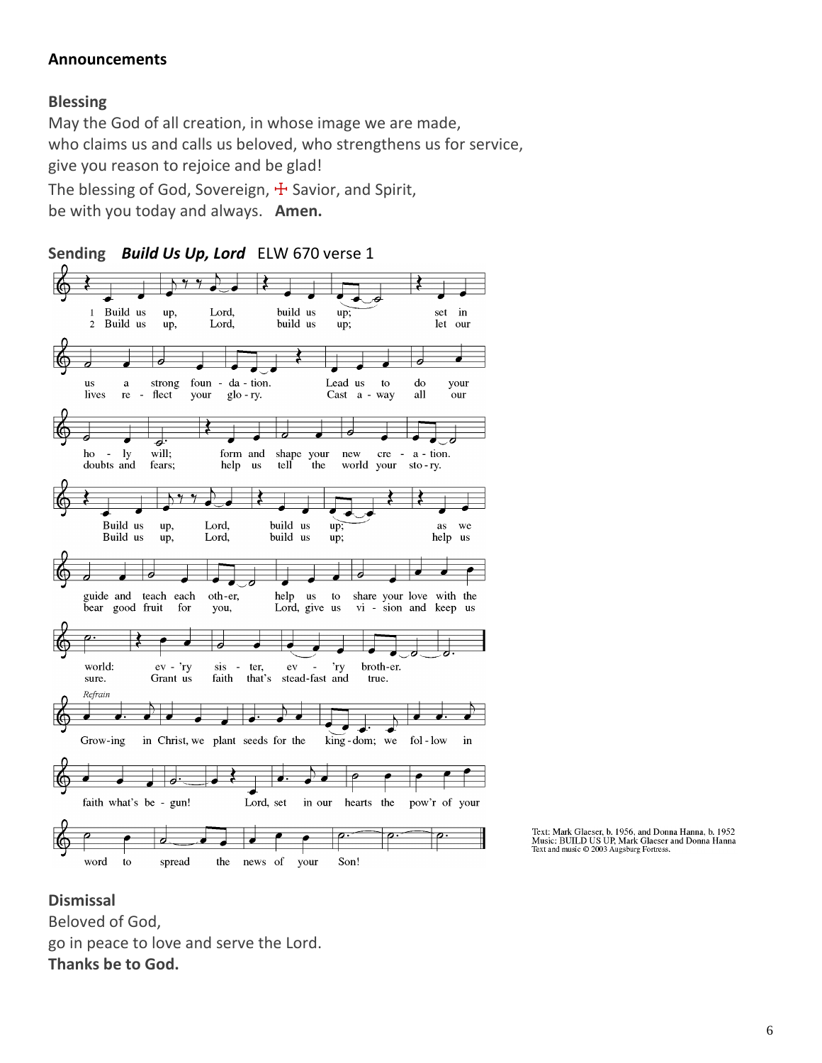**Announcements**

**Blessing**

May the God of all creation, in whose image we are made,
who claims us and calls us beloved, who strengthens us for service,
give you reason to rejoice and be glad!
The blessing of God, Sovereign, ☩ Savior, and Spirit,
be with you today and always. **Amen.**

**Sending** ***Build Us Up, Lord*** ELW 670 verse 1

1 Build us up, Lord, build us up; set in us a strong foundation. Lead us to do your holy will; form and shape your new creation. Build us up, Lord, build us up; as we guide and teach each other, help us to share your love with the world: every sister, every brother.

2 Build us up, Lord, build us up; let our lives reflect your glory. Cast away all our doubts and fears; help us tell the world your story. Build us up, Lord, build us up; help us bear good fruit for you, Lord, give us vision and keep us sure. Grant us faith that's steadfast and true.

*Refrain*
Growing in Christ, we plant seeds for the kingdom; we follow in faith what's begun! Lord, set in our hearts the pow'r of your word to spread the news of your Son!

Text: Mark Glaeser, b. 1956, and Donna Hanna, b. 1952
Music: BUILD US UP, Mark Glaeser and Donna Hanna
Text and music © 2003 Augsburg Fortress.

**Dismissal**

Beloved of God,
go in peace to love and serve the Lord.
**Thanks be to God.**